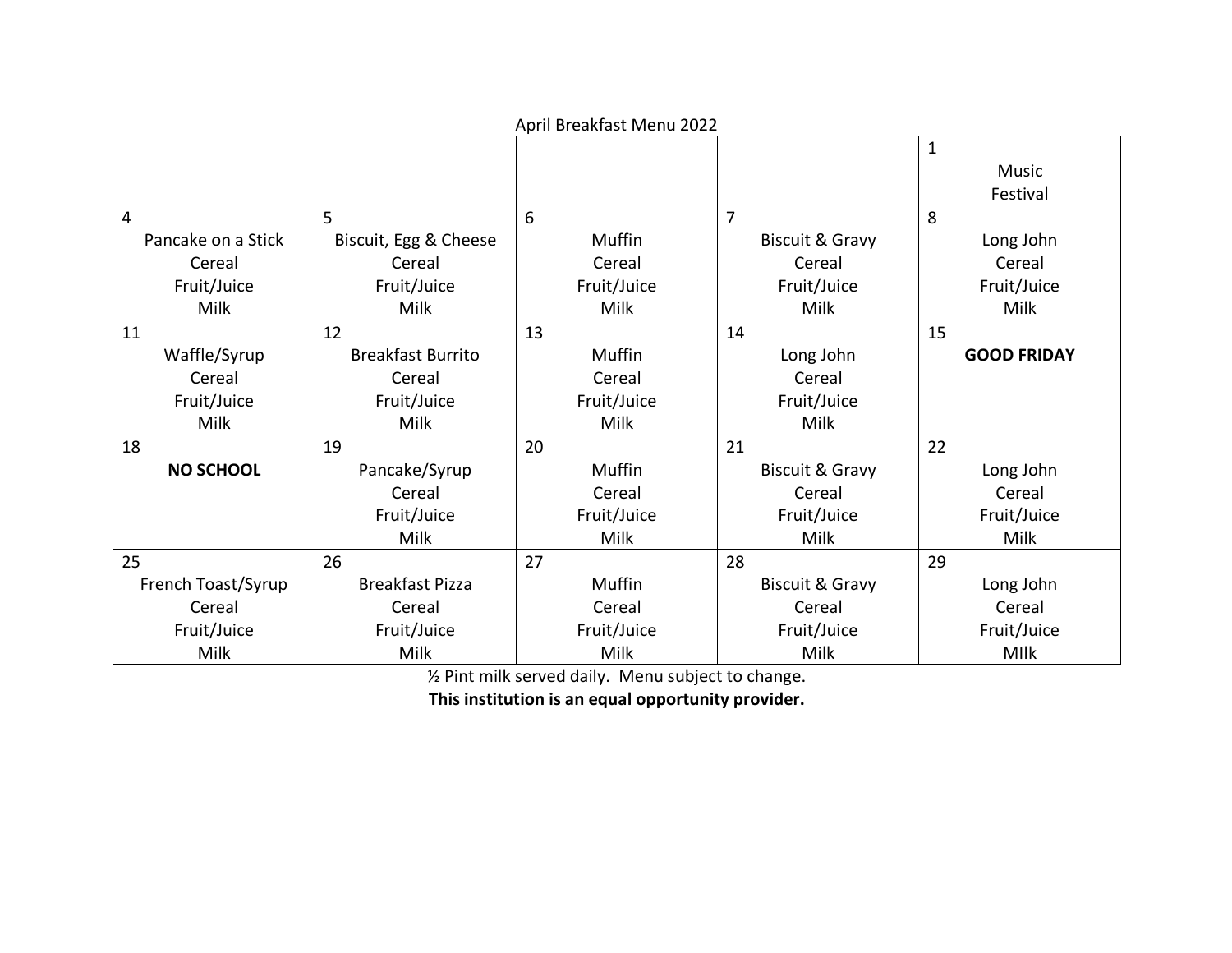April Breakfast Menu 2022

| | | | | |
|---|---|---|---|---|
| | | | | 1<br>Music<br>Festival |
| 4<br>Pancake on a Stick<br>Cereal<br>Fruit/Juice<br>Milk | 5<br>Biscuit, Egg & Cheese<br>Cereal<br>Fruit/Juice<br>Milk | 6<br>Muffin<br>Cereal<br>Fruit/Juice<br>Milk | 7<br>Biscuit & Gravy<br>Cereal<br>Fruit/Juice<br>Milk | 8<br>Long John<br>Cereal<br>Fruit/Juice<br>Milk |
| 11<br>Waffle/Syrup<br>Cereal<br>Fruit/Juice<br>Milk | 12<br>Breakfast Burrito<br>Cereal<br>Fruit/Juice<br>Milk | 13<br>Muffin<br>Cereal<br>Fruit/Juice<br>Milk | 14<br>Long John<br>Cereal<br>Fruit/Juice<br>Milk | 15<br>**GOOD FRIDAY** |
| 18<br>**NO SCHOOL** | 19<br>Pancake/Syrup<br>Cereal<br>Fruit/Juice<br>Milk | 20<br>Muffin<br>Cereal<br>Fruit/Juice<br>Milk | 21<br>Biscuit & Gravy<br>Cereal<br>Fruit/Juice<br>Milk | 22<br>Long John<br>Cereal<br>Fruit/Juice<br>Milk |
| 25<br>French Toast/Syrup<br>Cereal<br>Fruit/Juice<br>Milk | 26<br>Breakfast Pizza<br>Cereal<br>Fruit/Juice<br>Milk | 27<br>Muffin<br>Cereal<br>Fruit/Juice<br>Milk | 28<br>Biscuit & Gravy<br>Cereal<br>Fruit/Juice<br>Milk | 29<br>Long John<br>Cereal<br>Fruit/Juice<br>MIlk |

½ Pint milk served daily. Menu subject to change.

**This institution is an equal opportunity provider.**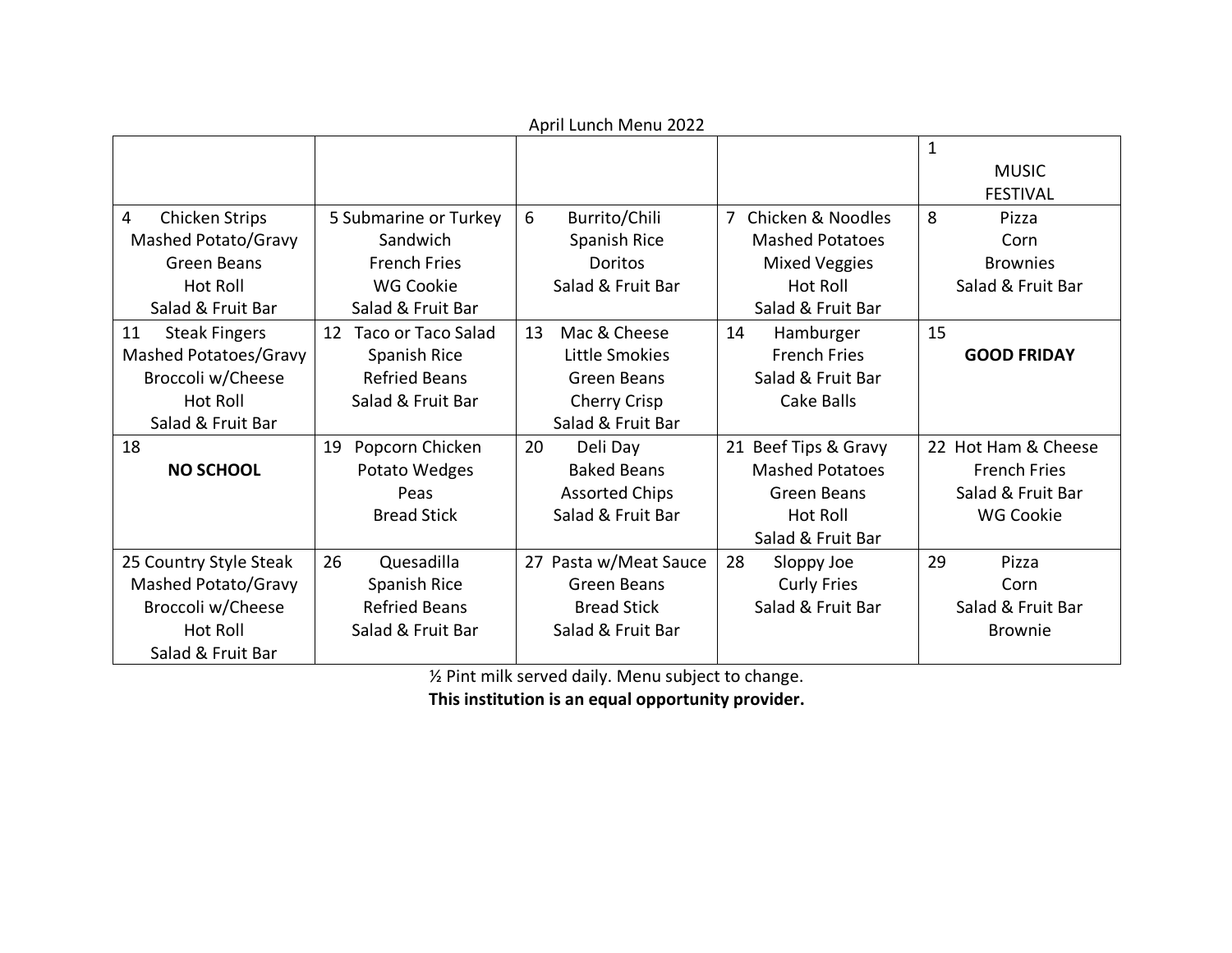April Lunch Menu 2022

| | | | | |
|---|---|---|---|---|
| | | | | 1 MUSIC FESTIVAL |
| 4 Chicken Strips<br>Mashed Potato/Gravy<br>Green Beans<br>Hot Roll<br>Salad & Fruit Bar | 5 Submarine or Turkey Sandwich<br>French Fries<br>WG Cookie<br>Salad & Fruit Bar | 6 Burrito/Chili<br>Spanish Rice<br>Doritos<br>Salad & Fruit Bar | 7 Chicken & Noodles<br>Mashed Potatoes<br>Mixed Veggies<br>Hot Roll<br>Salad & Fruit Bar | 8 Pizza<br>Corn<br>Brownies<br>Salad & Fruit Bar |
| 11 Steak Fingers<br>Mashed Potatoes/Gravy<br>Broccoli w/Cheese<br>Hot Roll<br>Salad & Fruit Bar | 12 Taco or Taco Salad<br>Spanish Rice<br>Refried Beans<br>Salad & Fruit Bar | 13 Mac & Cheese<br>Little Smokies<br>Green Beans<br>Cherry Crisp<br>Salad & Fruit Bar | 14 Hamburger<br>French Fries<br>Salad & Fruit Bar<br>Cake Balls | 15<br>**GOOD FRIDAY** |
| 18<br>**NO SCHOOL** | 19 Popcorn Chicken<br>Potato Wedges<br>Peas<br>Bread Stick | 20 Deli Day<br>Baked Beans<br>Assorted Chips<br>Salad & Fruit Bar | 21 Beef Tips & Gravy<br>Mashed Potatoes<br>Green Beans<br>Hot Roll<br>Salad & Fruit Bar | 22 Hot Ham & Cheese<br>French Fries<br>Salad & Fruit Bar<br>WG Cookie |
| 25 Country Style Steak<br>Mashed Potato/Gravy<br>Broccoli w/Cheese<br>Hot Roll<br>Salad & Fruit Bar | 26 Quesadilla<br>Spanish Rice<br>Refried Beans<br>Salad & Fruit Bar | 27 Pasta w/Meat Sauce<br>Green Beans<br>Bread Stick<br>Salad & Fruit Bar | 28 Sloppy Joe<br>Curly Fries<br>Salad & Fruit Bar | 29 Pizza<br>Corn<br>Salad & Fruit Bar<br>Brownie |

½ Pint milk served daily. Menu subject to change.

**This institution is an equal opportunity provider.**